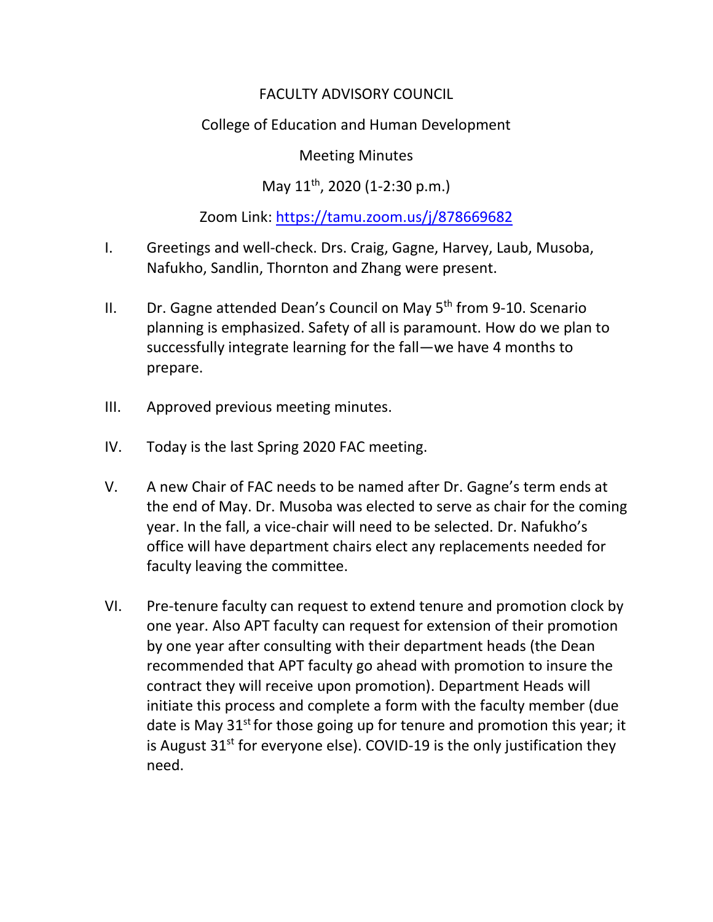FACULTY ADVISORY COUNCIL

College of Education and Human Development

Meeting Minutes

May 11th, 2020 (1-2:30 p.m.)

Zoom Link: https://tamu.zoom.us/j/878669682

I. Greetings and well-check. Drs. Craig, Gagne, Harvey, Laub, Musoba, Nafukho, Sandlin, Thornton and Zhang were present.

II. Dr. Gagne attended Dean's Council on May 5th from 9-10. Scenario planning is emphasized. Safety of all is paramount. How do we plan to successfully integrate learning for the fall—we have 4 months to prepare.

III. Approved previous meeting minutes.

IV. Today is the last Spring 2020 FAC meeting.

V. A new Chair of FAC needs to be named after Dr. Gagne's term ends at the end of May. Dr. Musoba was elected to serve as chair for the coming year. In the fall, a vice-chair will need to be selected. Dr. Nafukho's office will have department chairs elect any replacements needed for faculty leaving the committee.

VI. Pre-tenure faculty can request to extend tenure and promotion clock by one year. Also APT faculty can request for extension of their promotion by one year after consulting with their department heads (the Dean recommended that APT faculty go ahead with promotion to insure the contract they will receive upon promotion). Department Heads will initiate this process and complete a form with the faculty member (due date is May 31st for those going up for tenure and promotion this year; it is August 31st for everyone else). COVID-19 is the only justification they need.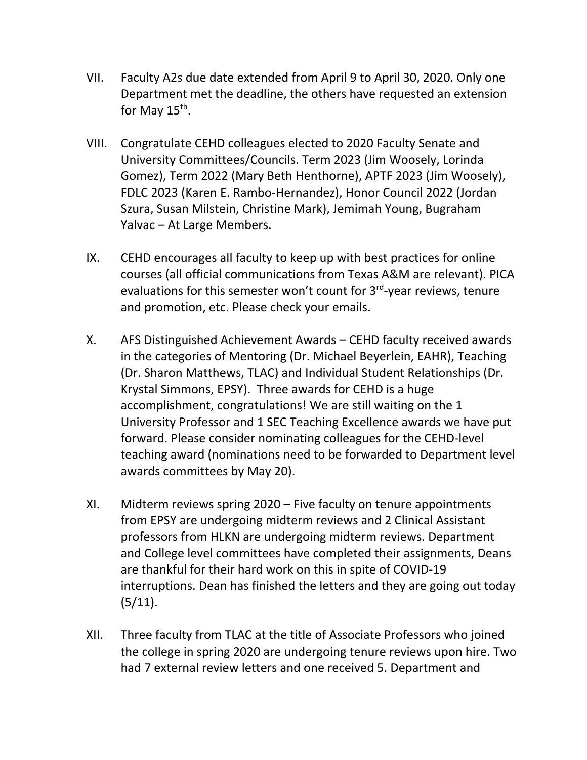VII. Faculty A2s due date extended from April 9 to April 30, 2020. Only one Department met the deadline, the others have requested an extension for May 15th.

VIII. Congratulate CEHD colleagues elected to 2020 Faculty Senate and University Committees/Councils. Term 2023 (Jim Woosely, Lorinda Gomez), Term 2022 (Mary Beth Henthorne), APTF 2023 (Jim Woosely), FDLC 2023 (Karen E. Rambo-Hernandez), Honor Council 2022 (Jordan Szura, Susan Milstein, Christine Mark), Jemimah Young, Bugraham Yalvac – At Large Members.

IX. CEHD encourages all faculty to keep up with best practices for online courses (all official communications from Texas A&M are relevant). PICA evaluations for this semester won't count for 3rd-year reviews, tenure and promotion, etc. Please check your emails.

X. AFS Distinguished Achievement Awards – CEHD faculty received awards in the categories of Mentoring (Dr. Michael Beyerlein, EAHR), Teaching (Dr. Sharon Matthews, TLAC) and Individual Student Relationships (Dr. Krystal Simmons, EPSY). Three awards for CEHD is a huge accomplishment, congratulations! We are still waiting on the 1 University Professor and 1 SEC Teaching Excellence awards we have put forward. Please consider nominating colleagues for the CEHD-level teaching award (nominations need to be forwarded to Department level awards committees by May 20).

XI. Midterm reviews spring 2020 – Five faculty on tenure appointments from EPSY are undergoing midterm reviews and 2 Clinical Assistant professors from HLKN are undergoing midterm reviews. Department and College level committees have completed their assignments, Deans are thankful for their hard work on this in spite of COVID-19 interruptions. Dean has finished the letters and they are going out today (5/11).

XII. Three faculty from TLAC at the title of Associate Professors who joined the college in spring 2020 are undergoing tenure reviews upon hire. Two had 7 external review letters and one received 5. Department and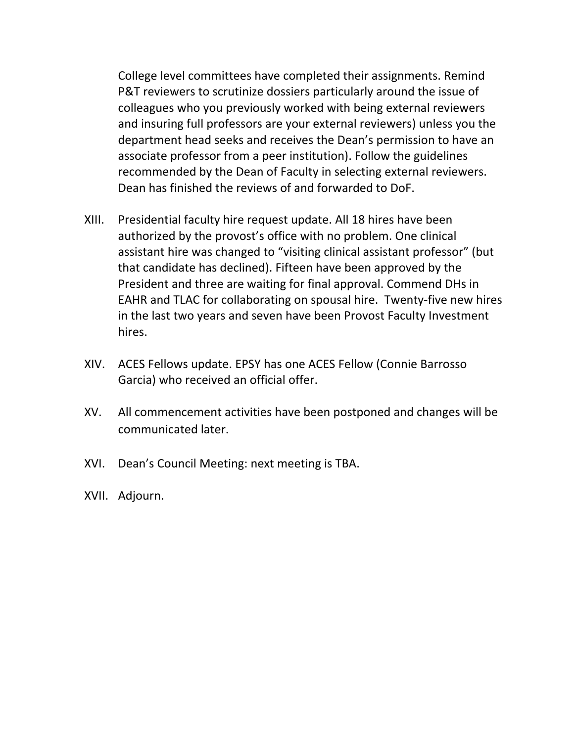College level committees have completed their assignments. Remind P&T reviewers to scrutinize dossiers particularly around the issue of colleagues who you previously worked with being external reviewers and insuring full professors are your external reviewers) unless you the department head seeks and receives the Dean's permission to have an associate professor from a peer institution). Follow the guidelines recommended by the Dean of Faculty in selecting external reviewers. Dean has finished the reviews of and forwarded to DoF.

XIII. Presidential faculty hire request update. All 18 hires have been authorized by the provost's office with no problem. One clinical assistant hire was changed to "visiting clinical assistant professor" (but that candidate has declined). Fifteen have been approved by the President and three are waiting for final approval. Commend DHs in EAHR and TLAC for collaborating on spousal hire. Twenty-five new hires in the last two years and seven have been Provost Faculty Investment hires.

XIV. ACES Fellows update. EPSY has one ACES Fellow (Connie Barrosso Garcia) who received an official offer.

XV. All commencement activities have been postponed and changes will be communicated later.

XVI. Dean's Council Meeting: next meeting is TBA.

XVII. Adjourn.